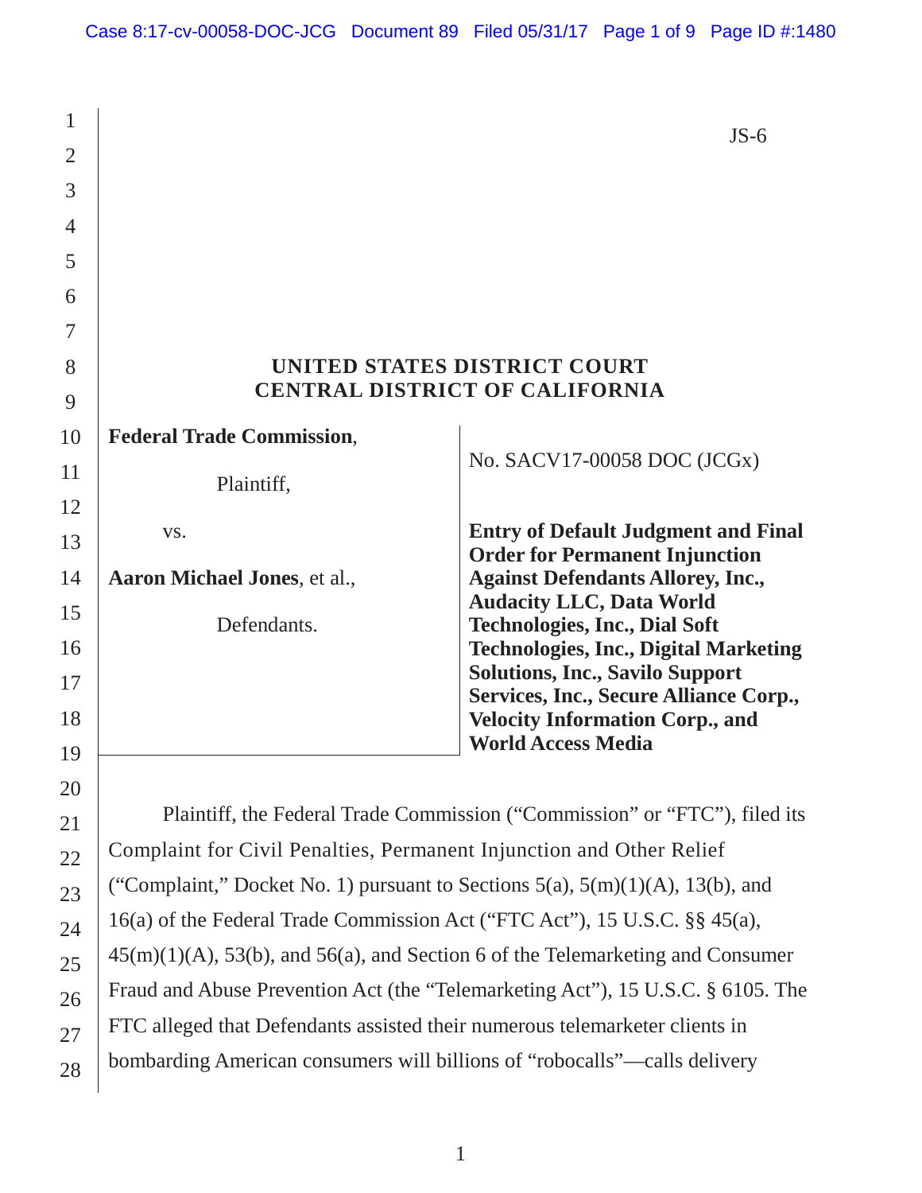JS-6

**UNITED STATES DISTRICT COURT**
**CENTRAL DISTRICT OF CALIFORNIA**

**Federal Trade Commission**,

Plaintiff,

vs.

**Aaron Michael Jones**, et al.,

Defendants.

No. SACV17-00058 DOC (JCGx)

**Entry of Default Judgment and Final Order for Permanent Injunction Against Defendants Allorey, Inc., Audacity LLC, Data World Technologies, Inc., Dial Soft Technologies, Inc., Digital Marketing Solutions, Inc., Savilo Support Services, Inc., Secure Alliance Corp., Velocity Information Corp., and World Access Media**

Plaintiff, the Federal Trade Commission ("Commission" or "FTC"), filed its Complaint for Civil Penalties, Permanent Injunction and Other Relief ("Complaint," Docket No. 1) pursuant to Sections 5(a), 5(m)(1)(A), 13(b), and 16(a) of the Federal Trade Commission Act ("FTC Act"), 15 U.S.C. §§ 45(a), 45(m)(1)(A), 53(b), and 56(a), and Section 6 of the Telemarketing and Consumer Fraud and Abuse Prevention Act (the "Telemarketing Act"), 15 U.S.C. § 6105. The FTC alleged that Defendants assisted their numerous telemarketer clients in bombarding American consumers will billions of "robocalls"—calls delivery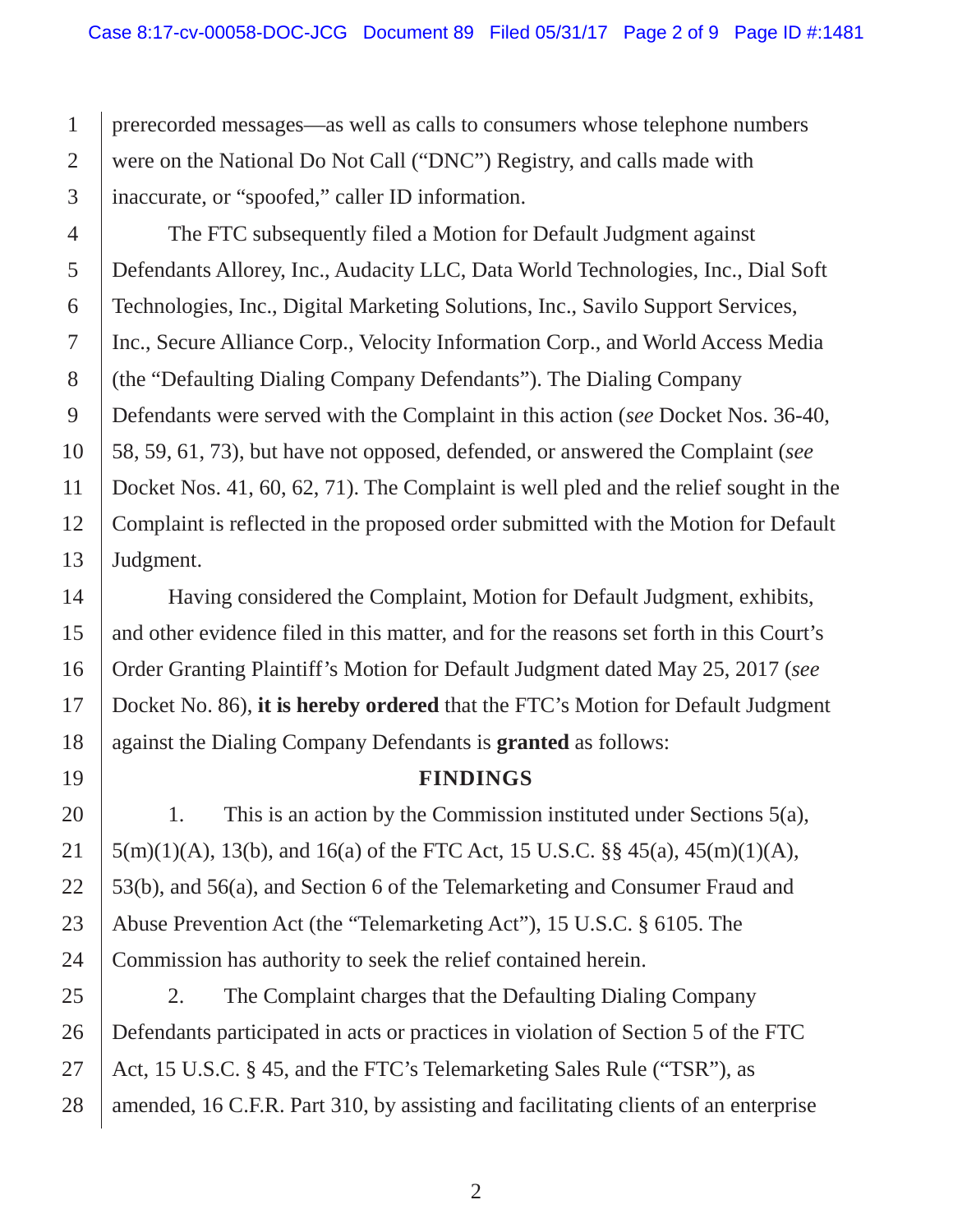prerecorded messages—as well as calls to consumers whose telephone numbers were on the National Do Not Call ("DNC") Registry, and calls made with inaccurate, or "spoofed," caller ID information.

The FTC subsequently filed a Motion for Default Judgment against Defendants Allorey, Inc., Audacity LLC, Data World Technologies, Inc., Dial Soft Technologies, Inc., Digital Marketing Solutions, Inc., Savilo Support Services, Inc., Secure Alliance Corp., Velocity Information Corp., and World Access Media (the "Defaulting Dialing Company Defendants"). The Dialing Company Defendants were served with the Complaint in this action (*see* Docket Nos. 36-40, 58, 59, 61, 73), but have not opposed, defended, or answered the Complaint (*see* Docket Nos. 41, 60, 62, 71). The Complaint is well pled and the relief sought in the Complaint is reflected in the proposed order submitted with the Motion for Default Judgment.

Having considered the Complaint, Motion for Default Judgment, exhibits, and other evidence filed in this matter, and for the reasons set forth in this Court's Order Granting Plaintiff's Motion for Default Judgment dated May 25, 2017 (*see* Docket No. 86), **it is hereby ordered** that the FTC's Motion for Default Judgment against the Dialing Company Defendants is **granted** as follows:

## FINDINGS

1. This is an action by the Commission instituted under Sections 5(a), 5(m)(1)(A), 13(b), and 16(a) of the FTC Act, 15 U.S.C. §§ 45(a), 45(m)(1)(A), 53(b), and 56(a), and Section 6 of the Telemarketing and Consumer Fraud and Abuse Prevention Act (the "Telemarketing Act"), 15 U.S.C. § 6105. The Commission has authority to seek the relief contained herein.

2. The Complaint charges that the Defaulting Dialing Company Defendants participated in acts or practices in violation of Section 5 of the FTC Act, 15 U.S.C. § 45, and the FTC's Telemarketing Sales Rule ("TSR"), as amended, 16 C.F.R. Part 310, by assisting and facilitating clients of an enterprise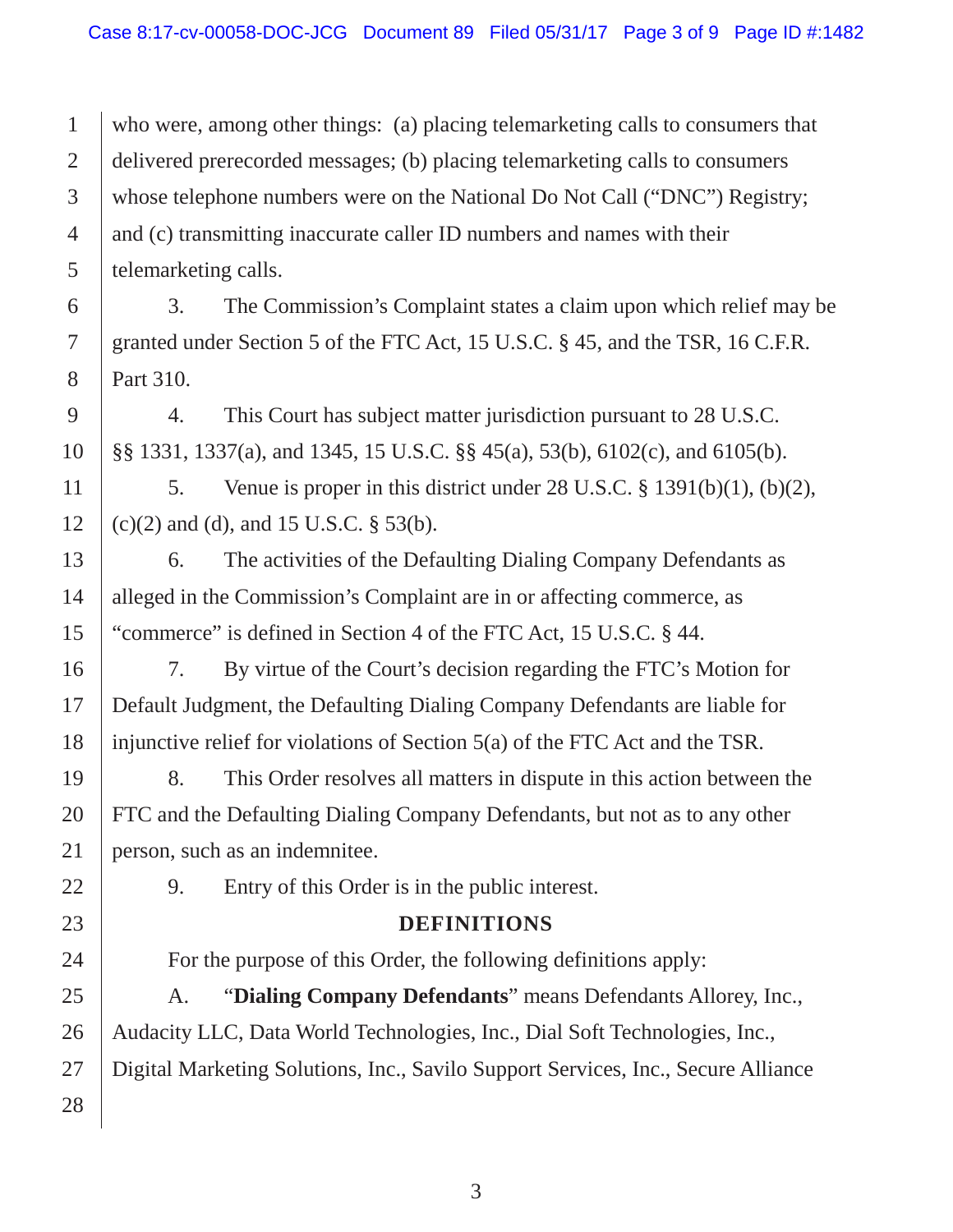who were, among other things: (a) placing telemarketing calls to consumers that delivered prerecorded messages; (b) placing telemarketing calls to consumers whose telephone numbers were on the National Do Not Call ("DNC") Registry; and (c) transmitting inaccurate caller ID numbers and names with their telemarketing calls.

3. The Commission's Complaint states a claim upon which relief may be granted under Section 5 of the FTC Act, 15 U.S.C. § 45, and the TSR, 16 C.F.R. Part 310.

4. This Court has subject matter jurisdiction pursuant to 28 U.S.C. §§ 1331, 1337(a), and 1345, 15 U.S.C. §§ 45(a), 53(b), 6102(c), and 6105(b).

5. Venue is proper in this district under 28 U.S.C. § 1391(b)(1), (b)(2), (c)(2) and (d), and 15 U.S.C. § 53(b).

6. The activities of the Defaulting Dialing Company Defendants as alleged in the Commission's Complaint are in or affecting commerce, as "commerce" is defined in Section 4 of the FTC Act, 15 U.S.C. § 44.

7. By virtue of the Court's decision regarding the FTC's Motion for Default Judgment, the Defaulting Dialing Company Defendants are liable for injunctive relief for violations of Section 5(a) of the FTC Act and the TSR.

8. This Order resolves all matters in dispute in this action between the FTC and the Defaulting Dialing Company Defendants, but not as to any other person, such as an indemnitee.

9. Entry of this Order is in the public interest.

## DEFINITIONS

For the purpose of this Order, the following definitions apply:

A. "**Dialing Company Defendants**" means Defendants Allorey, Inc., Audacity LLC, Data World Technologies, Inc., Dial Soft Technologies, Inc., Digital Marketing Solutions, Inc., Savilo Support Services, Inc., Secure Alliance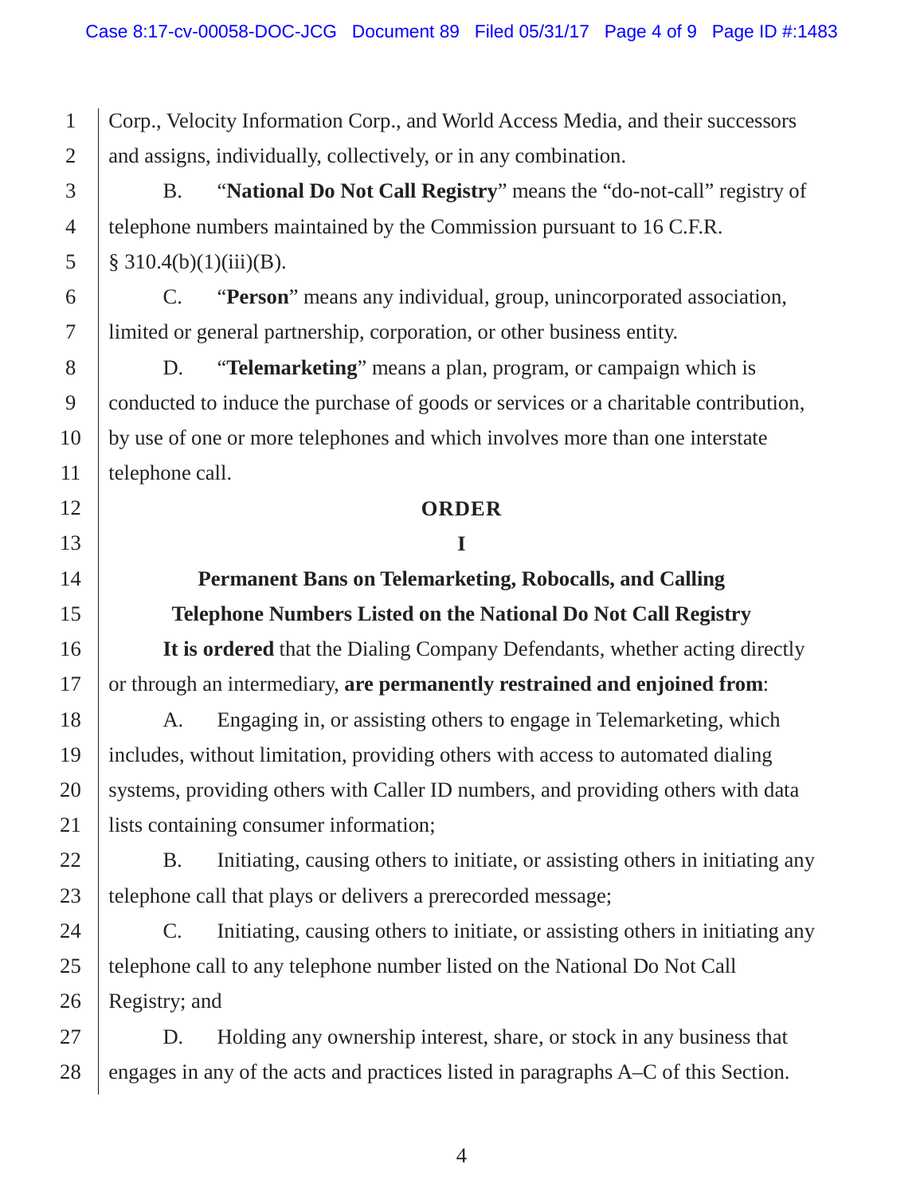Corp., Velocity Information Corp., and World Access Media, and their successors and assigns, individually, collectively, or in any combination.

B. "**National Do Not Call Registry**" means the "do-not-call" registry of telephone numbers maintained by the Commission pursuant to 16 C.F.R. § 310.4(b)(1)(iii)(B).

C. "**Person**" means any individual, group, unincorporated association, limited or general partnership, corporation, or other business entity.

D. "**Telemarketing**" means a plan, program, or campaign which is conducted to induce the purchase of goods or services or a charitable contribution, by use of one or more telephones and which involves more than one interstate telephone call.

## ORDER

### I

### Permanent Bans on Telemarketing, Robocalls, and Calling Telephone Numbers Listed on the National Do Not Call Registry

**It is ordered** that the Dialing Company Defendants, whether acting directly or through an intermediary, **are permanently restrained and enjoined from**:

A. Engaging in, or assisting others to engage in Telemarketing, which includes, without limitation, providing others with access to automated dialing systems, providing others with Caller ID numbers, and providing others with data lists containing consumer information;

B. Initiating, causing others to initiate, or assisting others in initiating any telephone call that plays or delivers a prerecorded message;

C. Initiating, causing others to initiate, or assisting others in initiating any telephone call to any telephone number listed on the National Do Not Call Registry; and

D. Holding any ownership interest, share, or stock in any business that engages in any of the acts and practices listed in paragraphs A–C of this Section.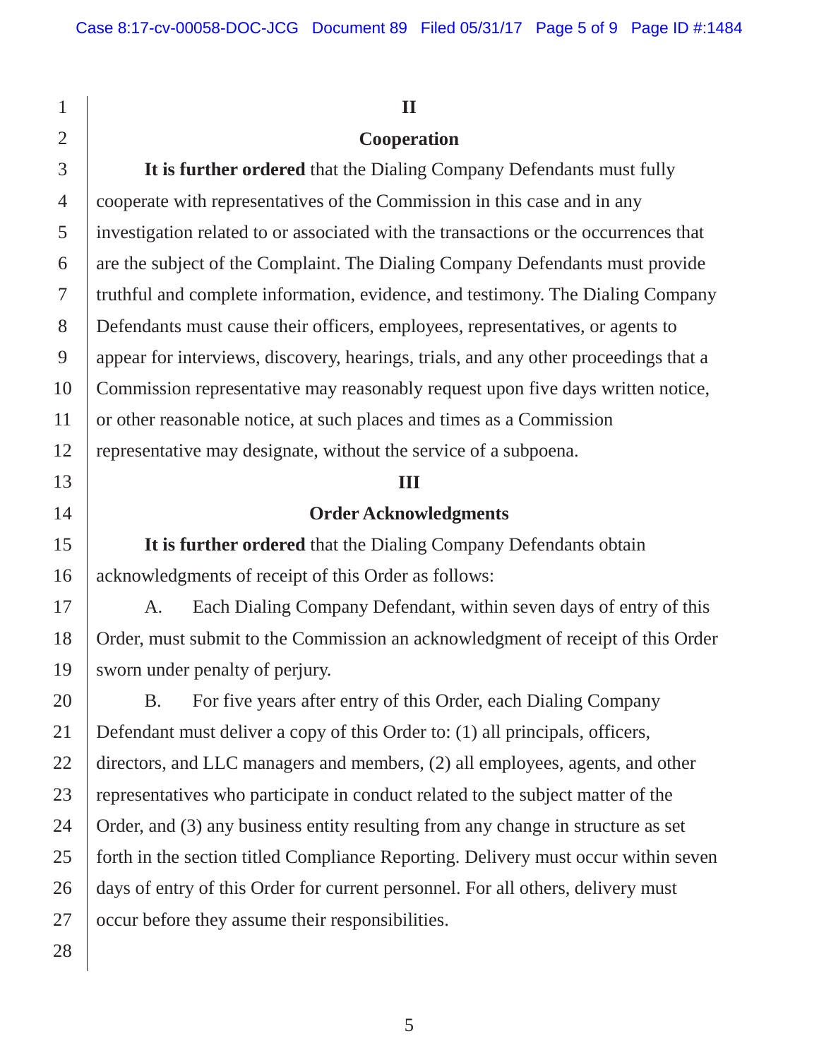## II

## Cooperation

**It is further ordered** that the Dialing Company Defendants must fully cooperate with representatives of the Commission in this case and in any investigation related to or associated with the transactions or the occurrences that are the subject of the Complaint. The Dialing Company Defendants must provide truthful and complete information, evidence, and testimony. The Dialing Company Defendants must cause their officers, employees, representatives, or agents to appear for interviews, discovery, hearings, trials, and any other proceedings that a Commission representative may reasonably request upon five days written notice, or other reasonable notice, at such places and times as a Commission representative may designate, without the service of a subpoena.

## III

## Order Acknowledgments

**It is further ordered** that the Dialing Company Defendants obtain acknowledgments of receipt of this Order as follows:

A. Each Dialing Company Defendant, within seven days of entry of this Order, must submit to the Commission an acknowledgment of receipt of this Order sworn under penalty of perjury.

B. For five years after entry of this Order, each Dialing Company Defendant must deliver a copy of this Order to: (1) all principals, officers, directors, and LLC managers and members, (2) all employees, agents, and other representatives who participate in conduct related to the subject matter of the Order, and (3) any business entity resulting from any change in structure as set forth in the section titled Compliance Reporting. Delivery must occur within seven days of entry of this Order for current personnel. For all others, delivery must occur before they assume their responsibilities.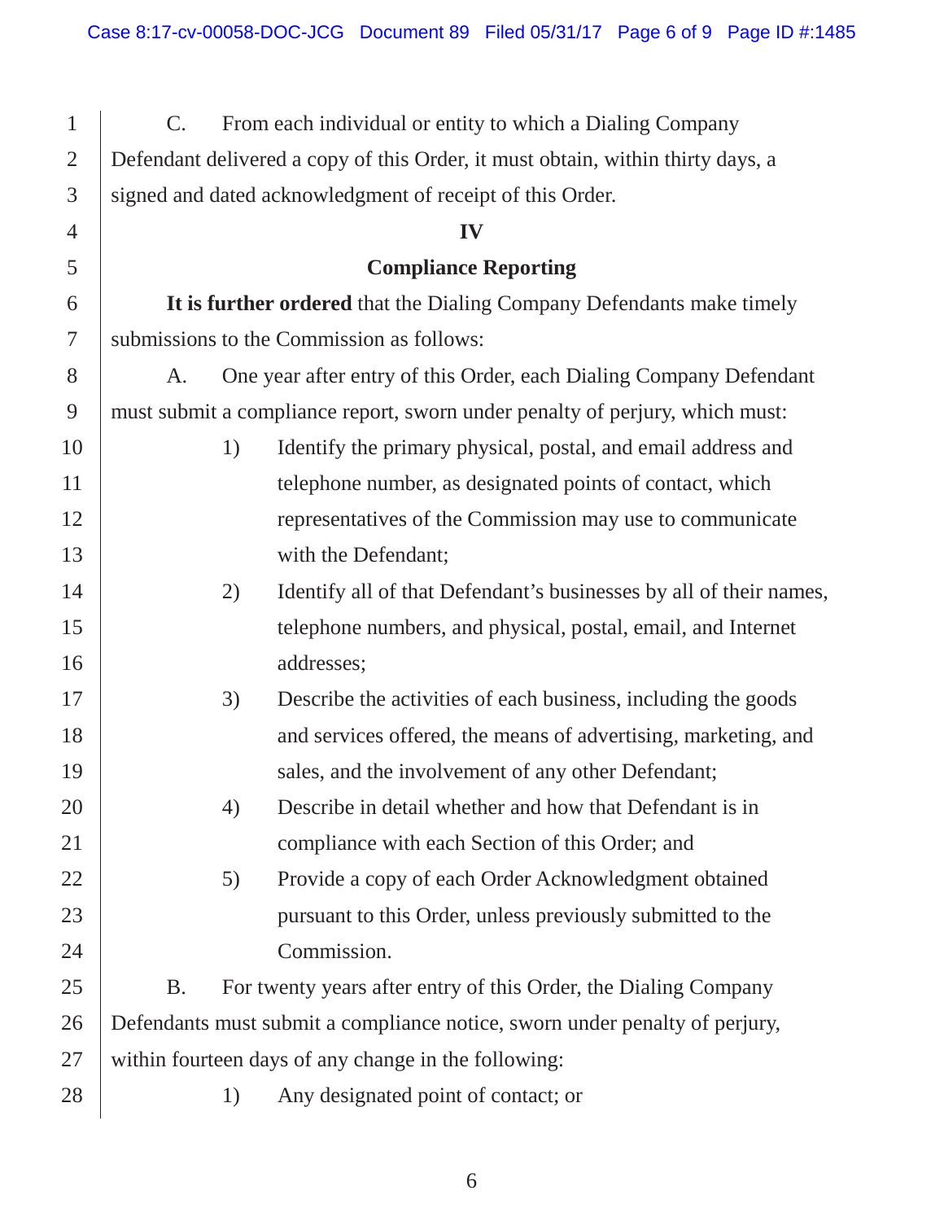C. From each individual or entity to which a Dialing Company Defendant delivered a copy of this Order, it must obtain, within thirty days, a signed and dated acknowledgment of receipt of this Order.

## IV

## Compliance Reporting

**It is further ordered** that the Dialing Company Defendants make timely submissions to the Commission as follows:

A. One year after entry of this Order, each Dialing Company Defendant must submit a compliance report, sworn under penalty of perjury, which must:

1) Identify the primary physical, postal, and email address and telephone number, as designated points of contact, which representatives of the Commission may use to communicate with the Defendant;

2) Identify all of that Defendant's businesses by all of their names, telephone numbers, and physical, postal, email, and Internet addresses;

3) Describe the activities of each business, including the goods and services offered, the means of advertising, marketing, and sales, and the involvement of any other Defendant;

4) Describe in detail whether and how that Defendant is in compliance with each Section of this Order; and

5) Provide a copy of each Order Acknowledgment obtained pursuant to this Order, unless previously submitted to the Commission.

B. For twenty years after entry of this Order, the Dialing Company Defendants must submit a compliance notice, sworn under penalty of perjury, within fourteen days of any change in the following:

1) Any designated point of contact; or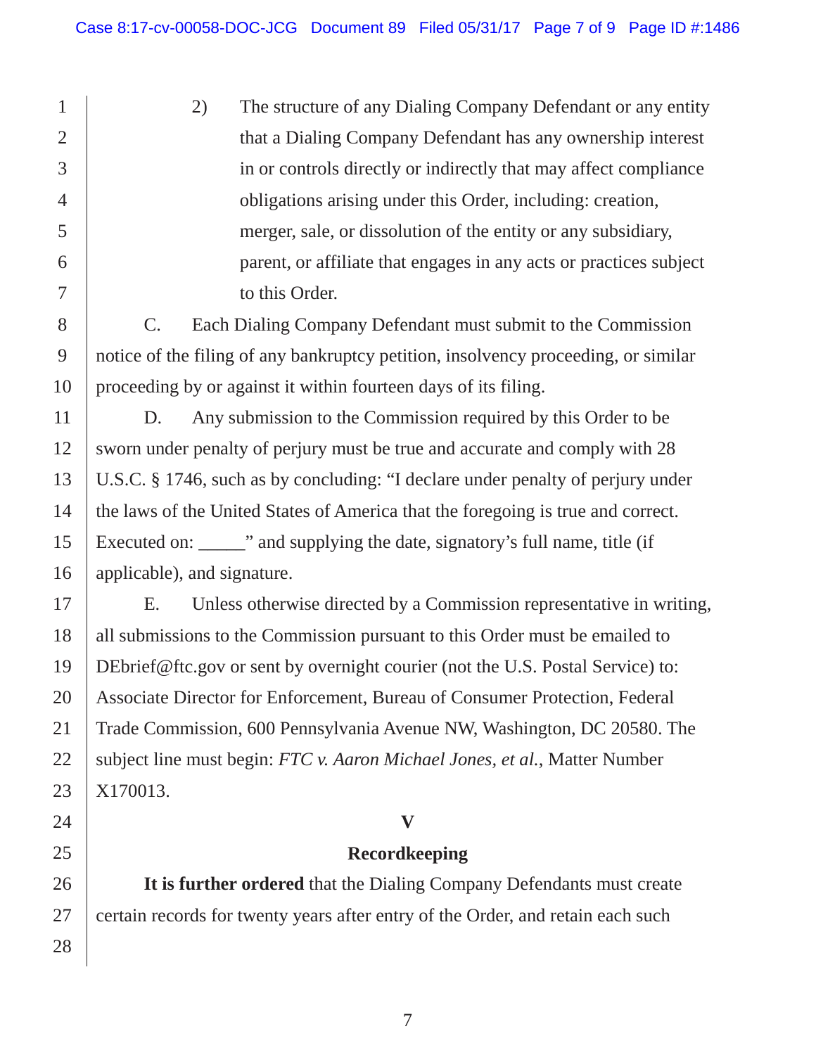2) The structure of any Dialing Company Defendant or any entity that a Dialing Company Defendant has any ownership interest in or controls directly or indirectly that may affect compliance obligations arising under this Order, including: creation, merger, sale, or dissolution of the entity or any subsidiary, parent, or affiliate that engages in any acts or practices subject to this Order.

C. Each Dialing Company Defendant must submit to the Commission notice of the filing of any bankruptcy petition, insolvency proceeding, or similar proceeding by or against it within fourteen days of its filing.

D. Any submission to the Commission required by this Order to be sworn under penalty of perjury must be true and accurate and comply with 28 U.S.C. § 1746, such as by concluding: "I declare under penalty of perjury under the laws of the United States of America that the foregoing is true and correct. Executed on: _____" and supplying the date, signatory's full name, title (if applicable), and signature.

E. Unless otherwise directed by a Commission representative in writing, all submissions to the Commission pursuant to this Order must be emailed to DEbrief@ftc.gov or sent by overnight courier (not the U.S. Postal Service) to: Associate Director for Enforcement, Bureau of Consumer Protection, Federal Trade Commission, 600 Pennsylvania Avenue NW, Washington, DC 20580. The subject line must begin: *FTC v. Aaron Michael Jones, et al.*, Matter Number X170013.

## V

## Recordkeeping

**It is further ordered** that the Dialing Company Defendants must create certain records for twenty years after entry of the Order, and retain each such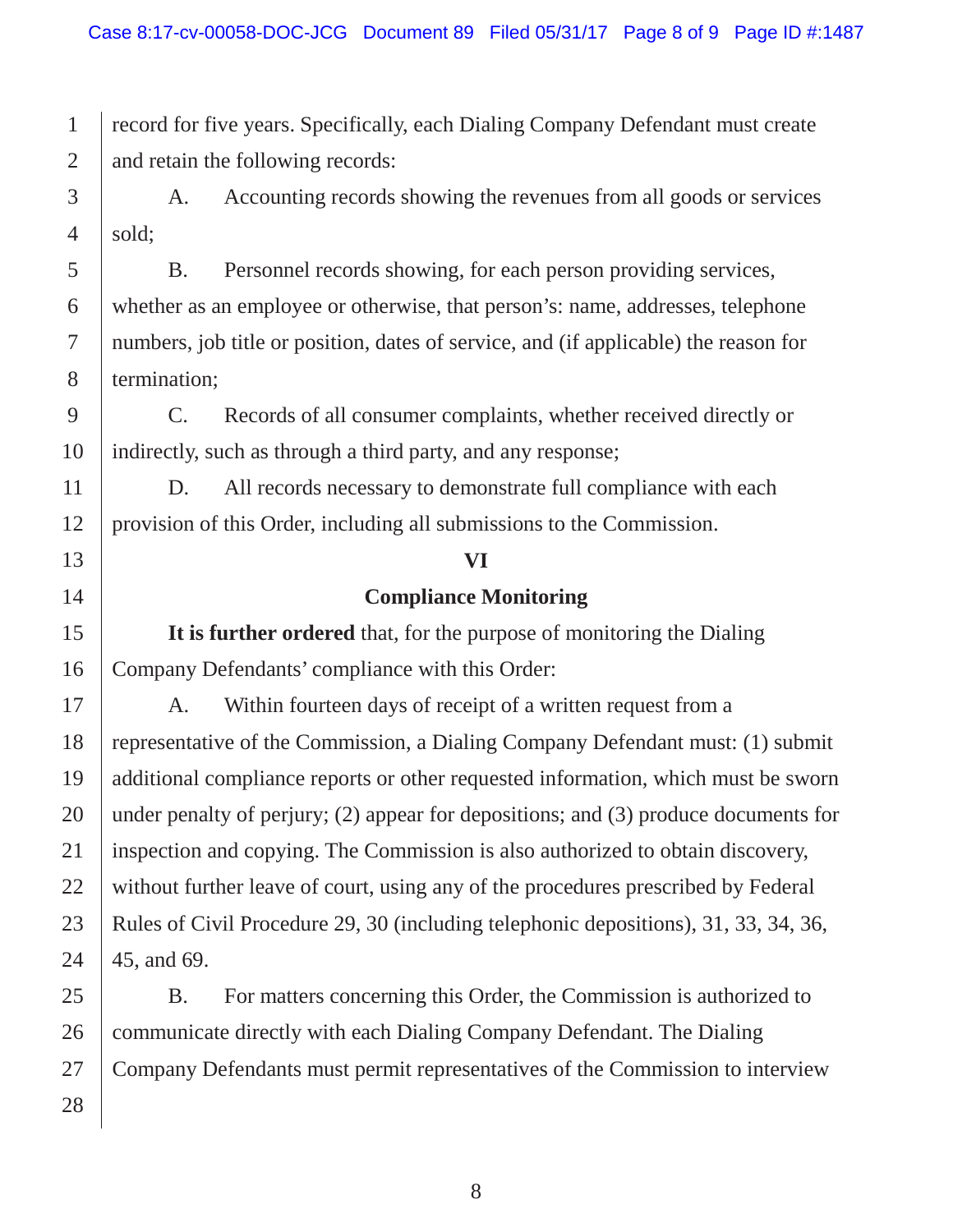record for five years. Specifically, each Dialing Company Defendant must create and retain the following records:

A. Accounting records showing the revenues from all goods or services sold;

B. Personnel records showing, for each person providing services, whether as an employee or otherwise, that person's: name, addresses, telephone numbers, job title or position, dates of service, and (if applicable) the reason for termination;

C. Records of all consumer complaints, whether received directly or indirectly, such as through a third party, and any response;

D. All records necessary to demonstrate full compliance with each provision of this Order, including all submissions to the Commission.

## VI

## Compliance Monitoring

**It is further ordered** that, for the purpose of monitoring the Dialing Company Defendants' compliance with this Order:

A. Within fourteen days of receipt of a written request from a representative of the Commission, a Dialing Company Defendant must: (1) submit additional compliance reports or other requested information, which must be sworn under penalty of perjury; (2) appear for depositions; and (3) produce documents for inspection and copying. The Commission is also authorized to obtain discovery, without further leave of court, using any of the procedures prescribed by Federal Rules of Civil Procedure 29, 30 (including telephonic depositions), 31, 33, 34, 36, 45, and 69.

B. For matters concerning this Order, the Commission is authorized to communicate directly with each Dialing Company Defendant. The Dialing Company Defendants must permit representatives of the Commission to interview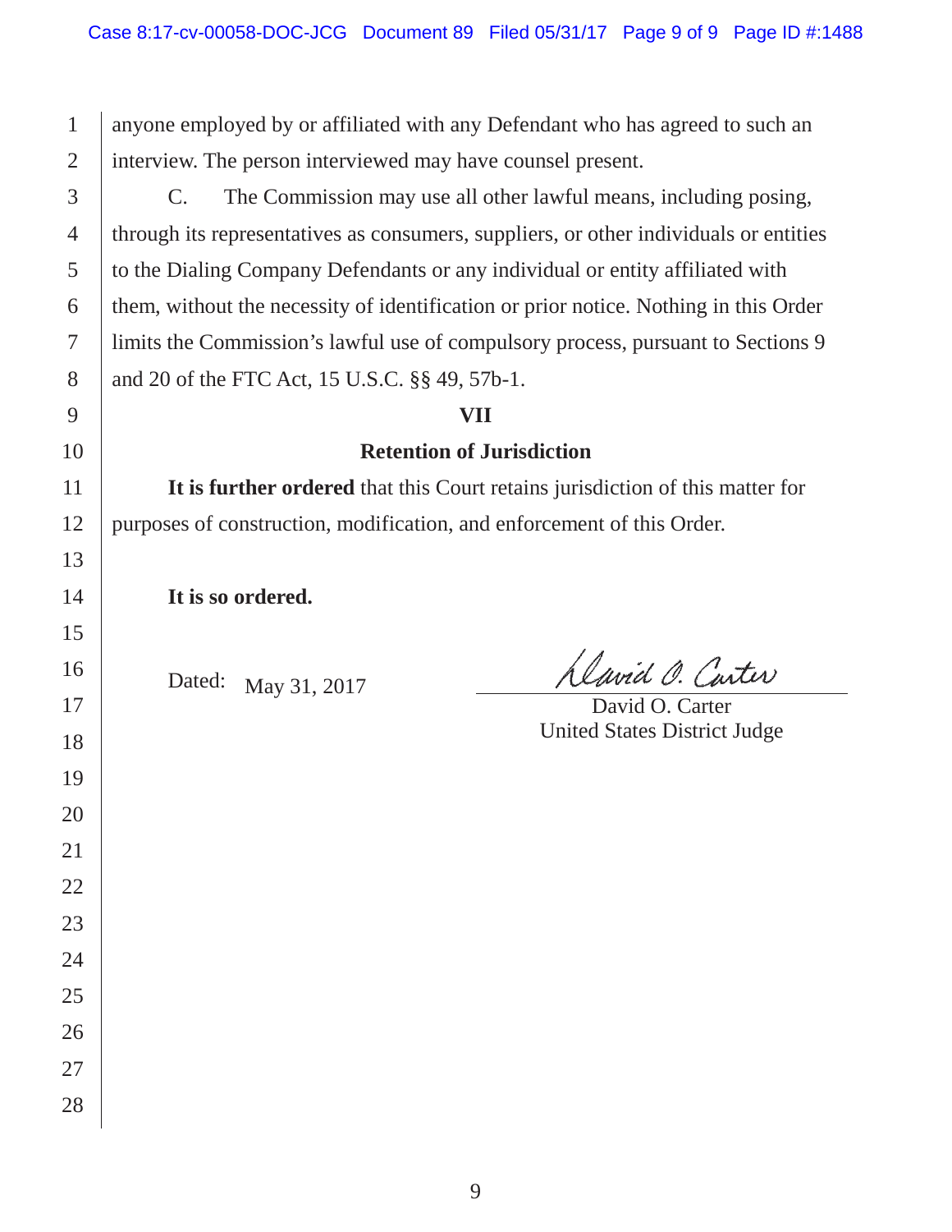anyone employed by or affiliated with any Defendant who has agreed to such an interview. The person interviewed may have counsel present.

C. The Commission may use all other lawful means, including posing, through its representatives as consumers, suppliers, or other individuals or entities to the Dialing Company Defendants or any individual or entity affiliated with them, without the necessity of identification or prior notice. Nothing in this Order limits the Commission's lawful use of compulsory process, pursuant to Sections 9 and 20 of the FTC Act, 15 U.S.C. §§ 49, 57b-1.

**VII**

**Retention of Jurisdiction**

**It is further ordered** that this Court retains jurisdiction of this matter for purposes of construction, modification, and enforcement of this Order.

**It is so ordered.**

Dated: May 31, 2017

David O. Carter
United States District Judge